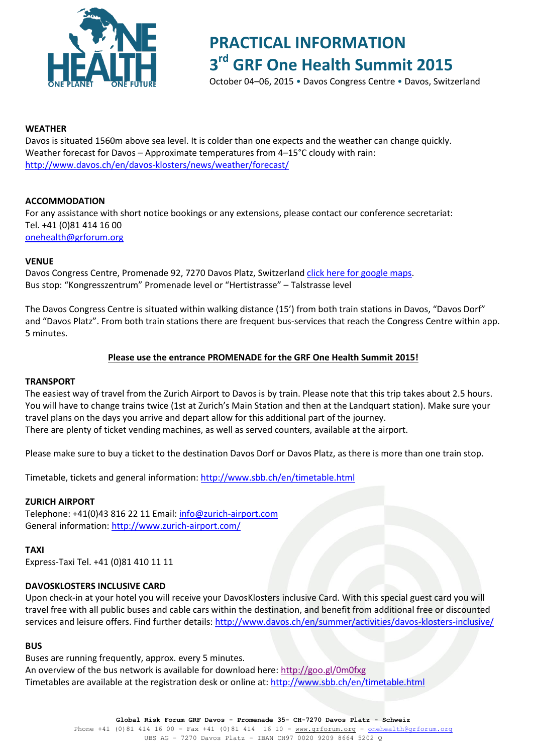# PRACTICAL INFORMATION
# 3rd GRF One Health Summit 2015

October 04–06, 2015 • Davos Congress Centre • Davos, Switzerland

**WEATHER**
Davos is situated 1560m above sea level. It is colder than one expects and the weather can change quickly.
Weather forecast for Davos – Approximate temperatures from 4–15°C cloudy with rain:
http://www.davos.ch/en/davos-klosters/news/weather/forecast/

**ACCOMMODATION**
For any assistance with short notice bookings or any extensions, please contact our conference secretariat:
Tel. +41 (0)81 414 16 00
onehealth@grforum.org

**VENUE**
Davos Congress Centre, Promenade 92, 7270 Davos Platz, Switzerland click here for google maps.
Bus stop: "Kongresszentrum" Promenade level or "Hertistrasse" – Talstrasse level

The Davos Congress Centre is situated within walking distance (15') from both train stations in Davos, "Davos Dorf" and "Davos Platz". From both train stations there are frequent bus-services that reach the Congress Centre within app. 5 minutes.

**Please use the entrance PROMENADE for the GRF One Health Summit 2015!**

**TRANSPORT**
The easiest way of travel from the Zurich Airport to Davos is by train. Please note that this trip takes about 2.5 hours. You will have to change trains twice (1st at Zurich's Main Station and then at the Landquart station). Make sure your travel plans on the days you arrive and depart allow for this additional part of the journey.
There are plenty of ticket vending machines, as well as served counters, available at the airport.

Please make sure to buy a ticket to the destination Davos Dorf or Davos Platz, as there is more than one train stop.

Timetable, tickets and general information: http://www.sbb.ch/en/timetable.html

**ZURICH AIRPORT**
Telephone: +41(0)43 816 22 11 Email: info@zurich-airport.com
General information: http://www.zurich-airport.com/

**TAXI**
Express-Taxi Tel. +41 (0)81 410 11 11

**DAVOSKLOSTERS INCLUSIVE CARD**
Upon check-in at your hotel you will receive your DavosKlosters inclusive Card. With this special guest card you will travel free with all public buses and cable cars within the destination, and benefit from additional free or discounted services and leisure offers. Find further details: http://www.davos.ch/en/summer/activities/davos-klosters-inclusive/

**BUS**
Buses are running frequently, approx. every 5 minutes.
An overview of the bus network is available for download here: http://goo.gl/0m0fxg
Timetables are available at the registration desk or online at: http://www.sbb.ch/en/timetable.html

Global Risk Forum GRF Davos - Promenade 35- CH-7270 Davos Platz - Schweiz
Phone +41 (0)81 414 16 00 - Fax +41 (0)81 414 16 10 - www.grforum.org – onehealth@grforum.org
UBS AG – 7270 Davos Platz – IBAN CH97 0020 9209 8664 5202 Q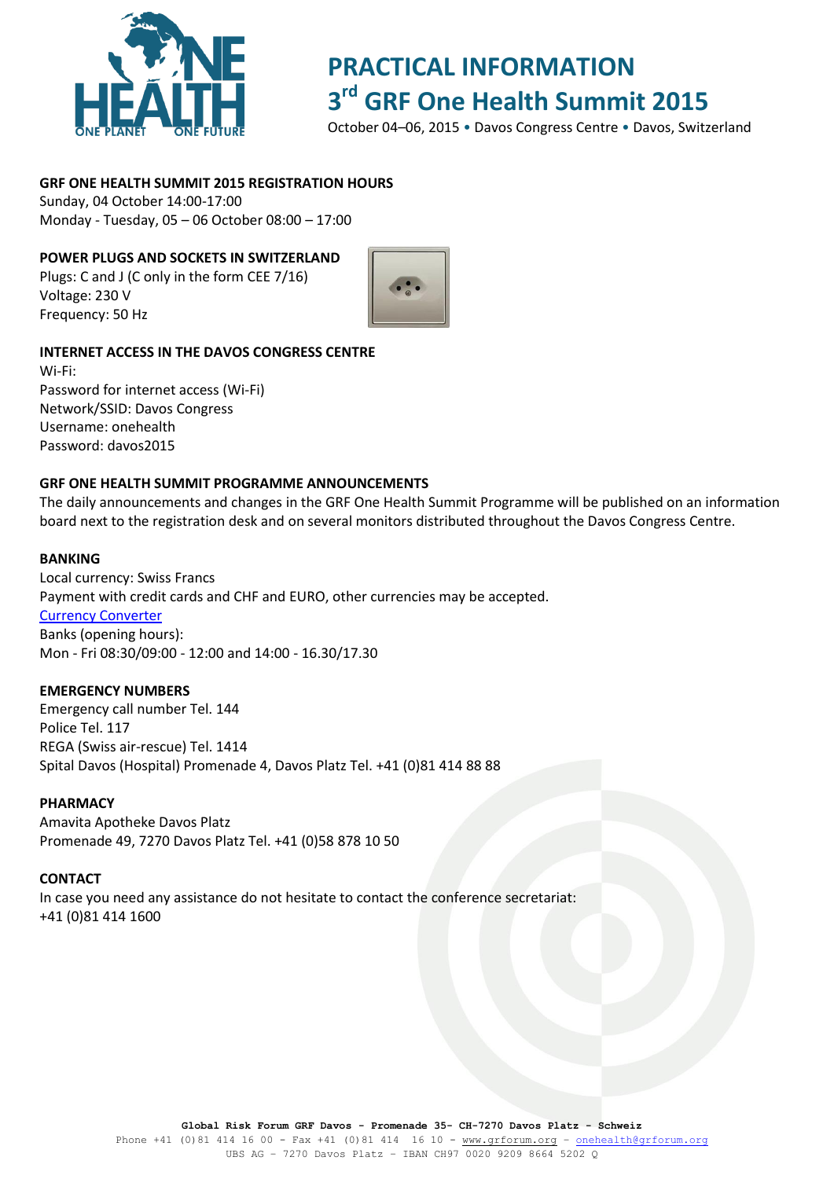# PRACTICAL INFORMATION

# 3rd GRF One Health Summit 2015

October 04–06, 2015 • Davos Congress Centre • Davos, Switzerland

**GRF ONE HEALTH SUMMIT 2015 REGISTRATION HOURS**

Sunday, 04 October 14:00-17:00

Monday - Tuesday, 05 – 06 October 08:00 – 17:00

**POWER PLUGS AND SOCKETS IN SWITZERLAND**

Plugs: C and J (C only in the form CEE 7/16)

Voltage: 230 V

Frequency: 50 Hz

**INTERNET ACCESS IN THE DAVOS CONGRESS CENTRE**

Wi-Fi:

Password for internet access (Wi-Fi)

Network/SSID: Davos Congress

Username: onehealth

Password: davos2015

**GRF ONE HEALTH SUMMIT PROGRAMME ANNOUNCEMENTS**

The daily announcements and changes in the GRF One Health Summit Programme will be published on an information board next to the registration desk and on several monitors distributed throughout the Davos Congress Centre.

**BANKING**

Local currency: Swiss Francs

Payment with credit cards and CHF and EURO, other currencies may be accepted.

Currency Converter

Banks (opening hours):

Mon - Fri 08:30/09:00 - 12:00 and 14:00 - 16.30/17.30

**EMERGENCY NUMBERS**

Emergency call number Tel. 144

Police Tel. 117

REGA (Swiss air-rescue) Tel. 1414

Spital Davos (Hospital) Promenade 4, Davos Platz Tel. +41 (0)81 414 88 88

**PHARMACY**

Amavita Apotheke Davos Platz

Promenade 49, 7270 Davos Platz Tel. +41 (0)58 878 10 50

**CONTACT**

In case you need any assistance do not hesitate to contact the conference secretariat:

+41 (0)81 414 1600

**Global Risk Forum GRF Davos - Promenade 35- CH-7270 Davos Platz - Schweiz**

Phone +41 (0)81 414 16 00 - Fax +41 (0)81 414 16 10 - www.grforum.org - onehealth@grforum.org

UBS AG - 7270 Davos Platz - IBAN CH97 0020 9209 8664 5202 Q